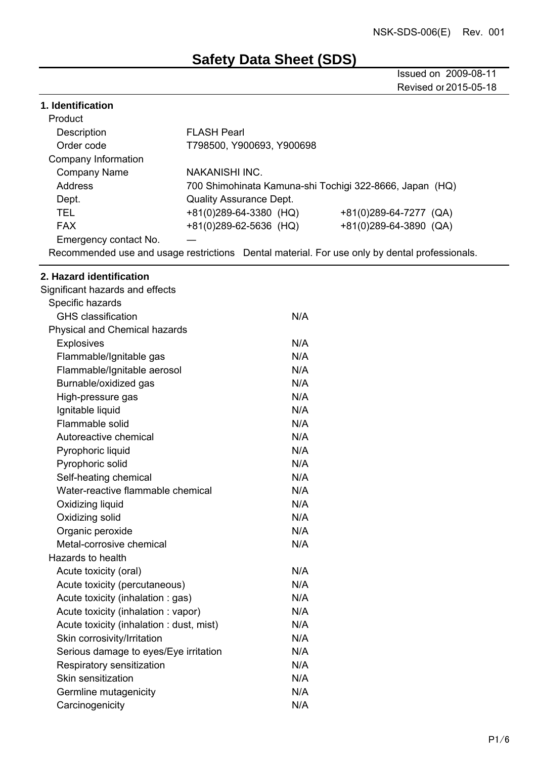NSK-SDS-006(E) Rev. 001

# Safety Data Sheet (SDS)

Issued on 2009-08-11
Revised on 2015-05-18

## 1. Identification

Product

| | | |
|---|---|---|
| Description | FLASH Pearl | |
| Order code | T798500, Y900693, Y900698 | |

Company Information

| | | |
|---|---|---|
| Company Name | NAKANISHI INC. | |
| Address | 700 Shimohinata Kamuna-shi Tochigi 322-8666, Japan (HQ) | |
| Dept. | Quality Assurance Dept. | |
| TEL | +81(0)289-64-3380 (HQ) | +81(0)289-64-7277 (QA) |
| FAX | +81(0)289-62-5636 (HQ) | +81(0)289-64-3890 (QA) |
| Emergency contact No. | — | |

Recommended use and usage restrictions Dental material. For use only by dental professionals.

## 2. Hazard identification

Significant hazards and effects

Specific hazards

| | |
|---|---|
| GHS classification | N/A |

Physical and Chemical hazards

| | |
|---|---|
| Explosives | N/A |
| Flammable/Ignitable gas | N/A |
| Flammable/Ignitable aerosol | N/A |
| Burnable/oxidized gas | N/A |
| High-pressure gas | N/A |
| Ignitable liquid | N/A |
| Flammable solid | N/A |
| Autoreactive chemical | N/A |
| Pyrophoric liquid | N/A |
| Pyrophoric solid | N/A |
| Self-heating chemical | N/A |
| Water-reactive flammable chemical | N/A |
| Oxidizing liquid | N/A |
| Oxidizing solid | N/A |
| Organic peroxide | N/A |
| Metal-corrosive chemical | N/A |

Hazards to health

| | |
|---|---|
| Acute toxicity (oral) | N/A |
| Acute toxicity (percutaneous) | N/A |
| Acute toxicity (inhalation : gas) | N/A |
| Acute toxicity (inhalation : vapor) | N/A |
| Acute toxicity (inhalation : dust, mist) | N/A |
| Skin corrosivity/Irritation | N/A |
| Serious damage to eyes/Eye irritation | N/A |
| Respiratory sensitization | N/A |
| Skin sensitization | N/A |
| Germline mutagenicity | N/A |
| Carcinogenicity | N/A |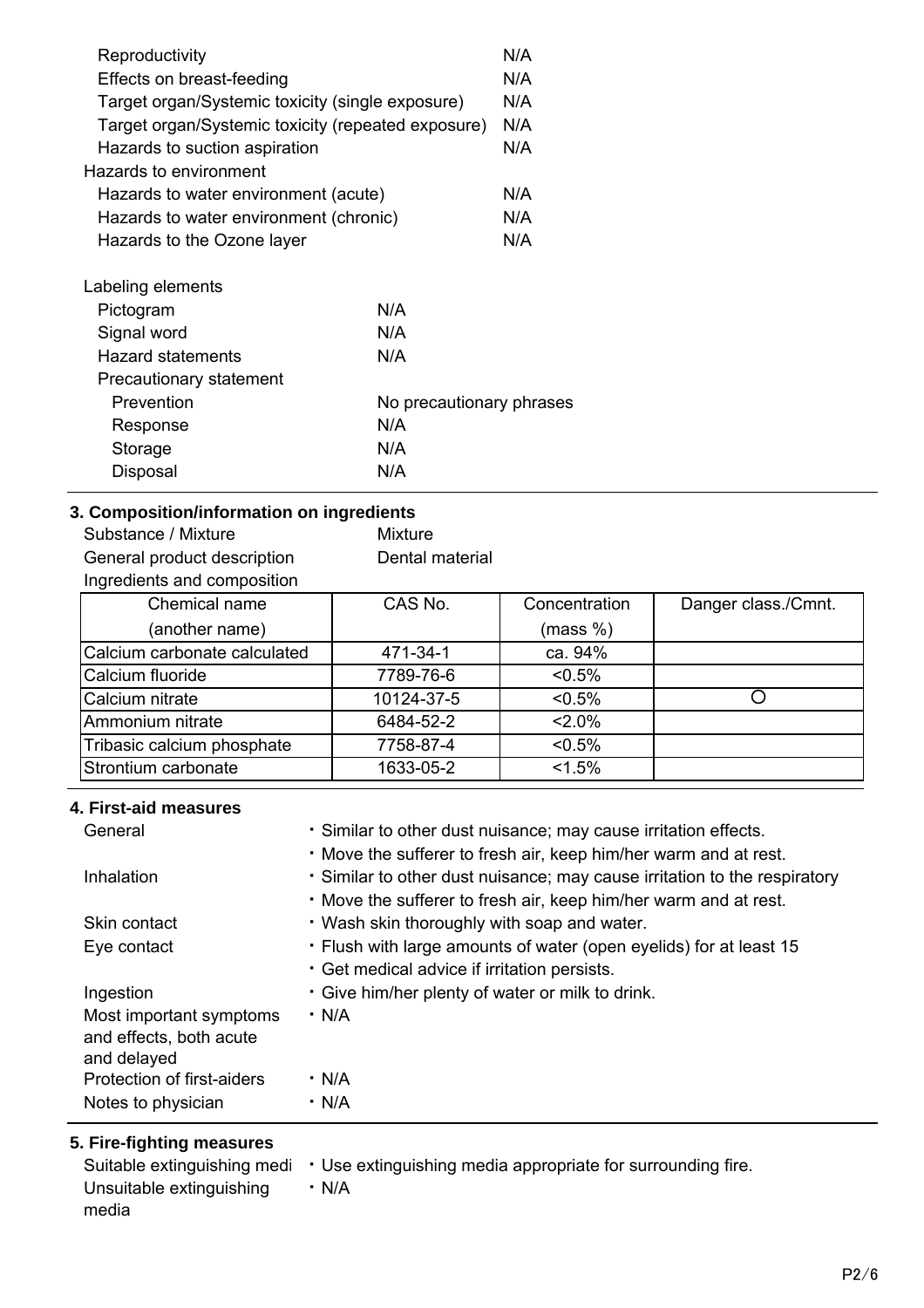| | |
|---|---|
| Reproductivity | N/A |
| Effects on breast-feeding | N/A |
| Target organ/Systemic toxicity (single exposure) | N/A |
| Target organ/Systemic toxicity (repeated exposure) | N/A |
| Hazards to suction aspiration | N/A |

Hazards to environment

| | |
|---|---|
| Hazards to water environment (acute) | N/A |
| Hazards to water environment (chronic) | N/A |
| Hazards to the Ozone layer | N/A |

Labeling elements

| | |
|---|---|
| Pictogram | N/A |
| Signal word | N/A |
| Hazard statements | N/A |
| Precautionary statement | |
| Prevention | No precautionary phrases |
| Response | N/A |
| Storage | N/A |
| Disposal | N/A |

## 3. Composition/information on ingredients

Substance / Mixture: Mixture

General product description: Dental material

Ingredients and composition

| Chemical name (another name) | CAS No. | Concentration (mass %) | Danger class./Cmnt. |
|---|---|---|---|
| Calcium carbonate calculated | 471-34-1 | ca. 94% | |
| Calcium fluoride | 7789-76-6 | <0.5% | |
| Calcium nitrate | 10124-37-5 | <0.5% | ○ |
| Ammonium nitrate | 6484-52-2 | <2.0% | |
| Tribasic calcium phosphate | 7758-87-4 | <0.5% | |
| Strontium carbonate | 1633-05-2 | <1.5% | |

## 4. First-aid measures

| | |
|---|---|
| General | ・Similar to other dust nuisance; may cause irritation effects.<br>・Move the sufferer to fresh air, keep him/her warm and at rest. |
| Inhalation | ・Similar to other dust nuisance; may cause irritation to the respiratory<br>・Move the sufferer to fresh air, keep him/her warm and at rest. |
| Skin contact | ・Wash skin thoroughly with soap and water. |
| Eye contact | ・Flush with large amounts of water (open eyelids) for at least 15<br>・Get medical advice if irritation persists. |
| Ingestion | ・Give him/her plenty of water or milk to drink. |
| Most important symptoms and effects, both acute and delayed | ・N/A |
| Protection of first-aiders | ・N/A |
| Notes to physician | ・N/A |

## 5. Fire-fighting measures

| | |
|---|---|
| Suitable extinguishing medi | ・Use extinguishing media appropriate for surrounding fire. |
| Unsuitable extinguishing media | ・N/A |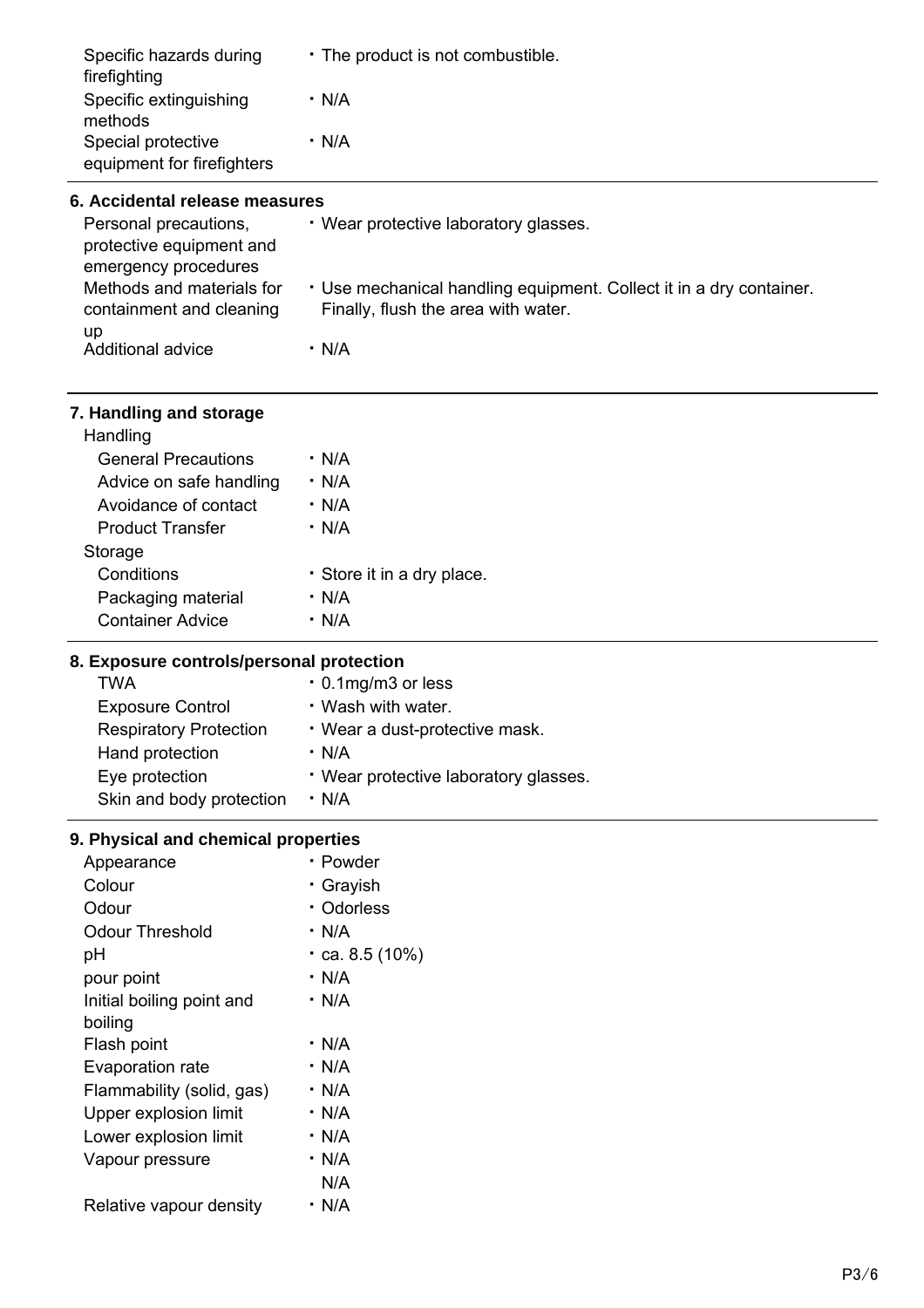| | |
|---|---|
| Specific hazards during firefighting | ・The product is not combustible. |
| Specific extinguishing methods | ・N/A |
| Special protective equipment for firefighters | ・N/A |

## 6. Accidental release measures

| | |
|---|---|
| Personal precautions, protective equipment and emergency procedures | ・Wear protective laboratory glasses. |
| Methods and materials for containment and cleaning up | ・Use mechanical handling equipment. Collect it in a dry container. Finally, flush the area with water. |
| Additional advice | ・N/A |

## 7. Handling and storage

Handling

| | |
|---|---|
| General Precautions | ・N/A |
| Advice on safe handling | ・N/A |
| Avoidance of contact | ・N/A |
| Product Transfer | ・N/A |

Storage

| | |
|---|---|
| Conditions | ・Store it in a dry place. |
| Packaging material | ・N/A |
| Container Advice | ・N/A |

## 8. Exposure controls/personal protection

| | |
|---|---|
| TWA | ・0.1mg/m3 or less |
| Exposure Control | ・Wash with water. |
| Respiratory Protection | ・Wear a dust-protective mask. |
| Hand protection | ・N/A |
| Eye protection | ・Wear protective laboratory glasses. |
| Skin and body protection | ・N/A |

## 9. Physical and chemical properties

| | |
|---|---|
| Appearance | ・Powder |
| Colour | ・Grayish |
| Odour | ・Odorless |
| Odour Threshold | ・N/A |
| pH | ・ca. 8.5 (10%) |
| pour point | ・N/A |
| Initial boiling point and boiling | ・N/A |
| Flash point | ・N/A |
| Evaporation rate | ・N/A |
| Flammability (solid, gas) | ・N/A |
| Upper explosion limit | ・N/A |
| Lower explosion limit | ・N/A |
| Vapour pressure | ・N/A<br>N/A |
| Relative vapour density | ・N/A |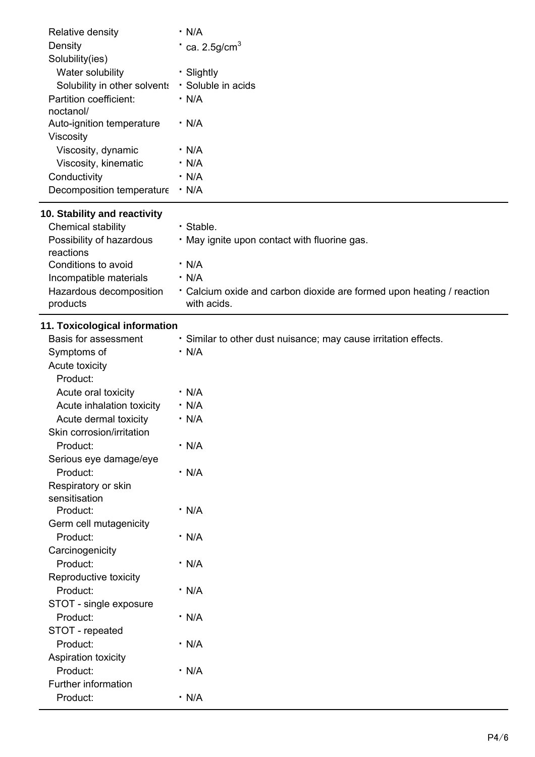| | |
|---|---|
| Relative density | ・N/A |
| Density | ・ca. 2.5g/$cm^3$ |
| Solubility(ies) | |
| Water solubility | ・Slightly |
| Solubility in other solvents | ・Soluble in acids |
| Partition coefficient: noctanol/ | ・N/A |
| Auto-ignition temperature | ・N/A |
| Viscosity | |
| Viscosity, dynamic | ・N/A |
| Viscosity, kinematic | ・N/A |
| Conductivity | ・N/A |
| Decomposition temperature | ・N/A |

## 10. Stability and reactivity

| | |
|---|---|
| Chemical stability | ・Stable. |
| Possibility of hazardous reactions | ・May ignite upon contact with fluorine gas. |
| Conditions to avoid | ・N/A |
| Incompatible materials | ・N/A |
| Hazardous decomposition products | ・Calcium oxide and carbon dioxide are formed upon heating / reaction with acids. |

## 11. Toxicological information

| | |
|---|---|
| Basis for assessment | ・Similar to other dust nuisance; may cause irritation effects. |
| Symptoms of | ・N/A |
| Acute toxicity | |
| Product: | |
| Acute oral toxicity | ・N/A |
| Acute inhalation toxicity | ・N/A |
| Acute dermal toxicity | ・N/A |
| Skin corrosion/irritation | |
| Product: | ・N/A |
| Serious eye damage/eye | |
| Product: | ・N/A |
| Respiratory or skin sensitisation | |
| Product: | ・N/A |
| Germ cell mutagenicity | |
| Product: | ・N/A |
| Carcinogenicity | |
| Product: | ・N/A |
| Reproductive toxicity | |
| Product: | ・N/A |
| STOT - single exposure | |
| Product: | ・N/A |
| STOT - repeated | |
| Product: | ・N/A |
| Aspiration toxicity | |
| Product: | ・N/A |
| Further information | |
| Product: | ・N/A |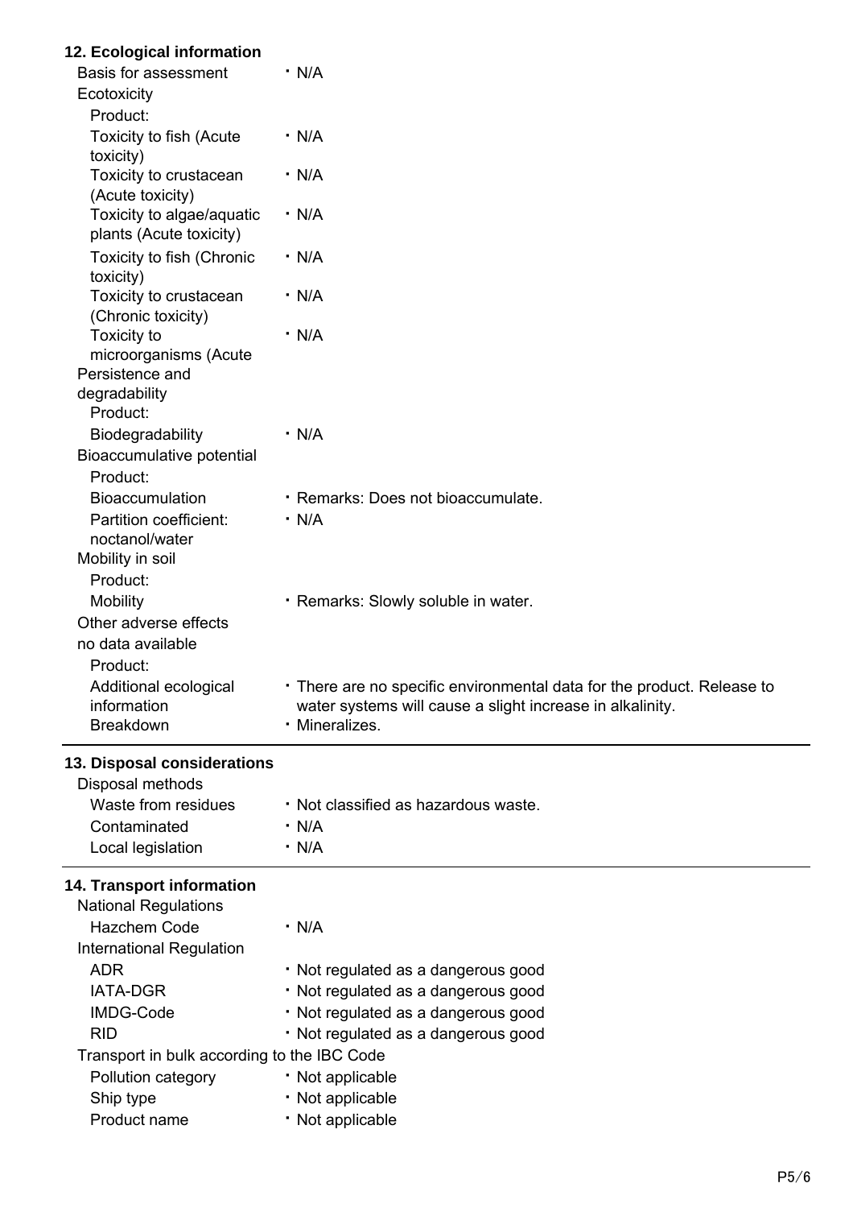## 12. Ecological information

| | |
|---|---|
| Basis for assessment | ・N/A |
| Ecotoxicity | |
| Product: | |
| Toxicity to fish (Acute toxicity) | ・N/A |
| Toxicity to crustacean (Acute toxicity) | ・N/A |
| Toxicity to algae/aquatic plants (Acute toxicity) | ・N/A |
| Toxicity to fish (Chronic toxicity) | ・N/A |
| Toxicity to crustacean (Chronic toxicity) | ・N/A |
| Toxicity to microorganisms (Acute | ・N/A |
| Persistence and degradability | |
| Product: | |
| Biodegradability | ・N/A |
| Bioaccumulative potential | |
| Product: | |
| Bioaccumulation | ・Remarks: Does not bioaccumulate. |
| Partition coefficient: noctanol/water | ・N/A |
| Mobility in soil | |
| Product: | |
| Mobility | ・Remarks: Slowly soluble in water. |
| Other adverse effects | |
| no data available | |
| Product: | |
| Additional ecological information | ・There are no specific environmental data for the product. Release to water systems will cause a slight increase in alkalinity. |
| Breakdown | ・Mineralizes. |

## 13. Disposal considerations

| | |
|---|---|
| Disposal methods | |
| Waste from residues | ・Not classified as hazardous waste. |
| Contaminated | ・N/A |
| Local legislation | ・N/A |

## 14. Transport information

| | |
|---|---|
| National Regulations | |
| Hazchem Code | ・N/A |
| International Regulation | |
| ADR | ・Not regulated as a dangerous good |
| IATA-DGR | ・Not regulated as a dangerous good |
| IMDG-Code | ・Not regulated as a dangerous good |
| RID | ・Not regulated as a dangerous good |
| Transport in bulk according to the IBC Code | |
| Pollution category | ・Not applicable |
| Ship type | ・Not applicable |
| Product name | ・Not applicable |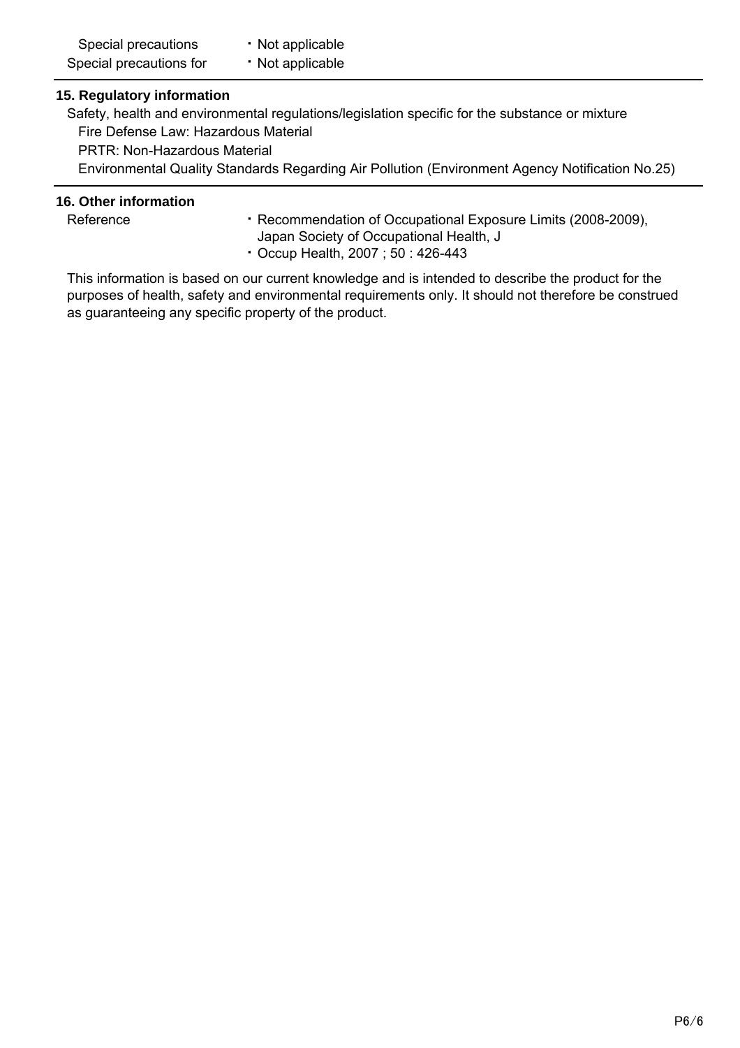Special precautions ・Not applicable
Special precautions for ・Not applicable

## 15. Regulatory information

Safety, health and environmental regulations/legislation specific for the substance or mixture

Fire Defense Law: Hazardous Material

PRTR: Non-Hazardous Material

Environmental Quality Standards Regarding Air Pollution (Environment Agency Notification No.25)

## 16. Other information

Reference
- Recommendation of Occupational Exposure Limits (2008-2009), Japan Society of Occupational Health, J
- Occup Health, 2007 ; 50 : 426-443

This information is based on our current knowledge and is intended to describe the product for the purposes of health, safety and environmental requirements only. It should not therefore be construed as guaranteeing any specific property of the product.